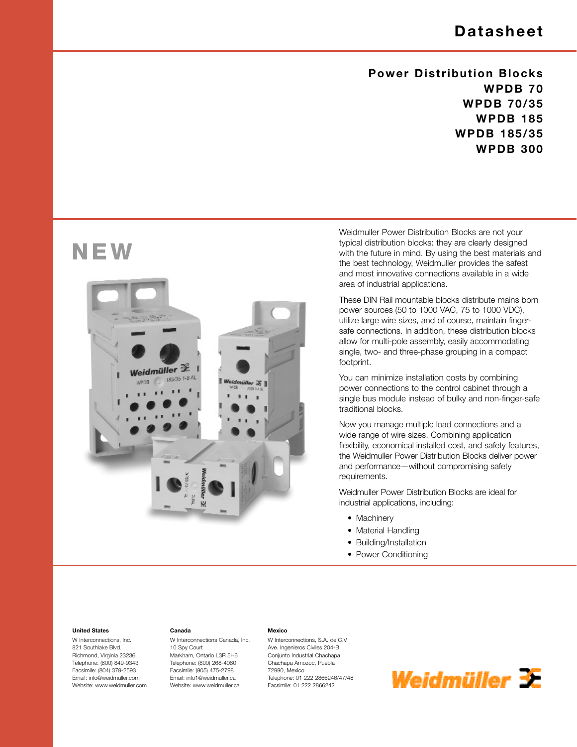# Datasheet

## Power Distribution Blocks
## WPDB 70
## WPDB 70/35
## WPDB 185
## WPDB 185/35
## WPDB 300

**NEW**

Weidmuller Power Distribution Blocks are not your typical distribution blocks: they are clearly designed with the future in mind. By using the best materials and the best technology, Weidmuller provides the safest and most innovative connections available in a wide area of industrial applications.

These DIN Rail mountable blocks distribute mains born power sources (50 to 1000 VAC, 75 to 1000 VDC), utilize large wire sizes, and of course, maintain finger-safe connections. In addition, these distribution blocks allow for multi-pole assembly, easily accommodating single, two- and three-phase grouping in a compact footprint.

You can minimize installation costs by combining power connections to the control cabinet through a single bus module instead of bulky and non-finger-safe traditional blocks.

Now you manage multiple load connections and a wide range of wire sizes. Combining application flexibility, economical installed cost, and safety features, the Weidmuller Power Distribution Blocks deliver power and performance—without compromising safety requirements.

Weidmuller Power Distribution Blocks are ideal for industrial applications, including:

- Machinery
- Material Handling
- Building/Installation
- Power Conditioning

**United States**
W Interconnections, Inc.
821 Southlake Blvd.
Richmond, Virginia 23236
Telephone: (800) 849-9343
Facsimile: (804) 379-2593
Email: info@weidmuller.com
Website: www.weidmuller.com

**Canada**
W Interconnections Canada, Inc.
10 Spy Court
Markham, Ontario L3R 5H6
Telephone: (800) 268-4080
Facsimile: (905) 475-2798
Email: info1@weidmuller.ca
Website: www.weidmuller.ca

**Mexico**
W Interconnections, S.A. de C.V.
Ave. Ingenieros Civiles 204-B
Conjunto Industrial Chachapa
Chachapa Amozoc, Puebla
72990, Mexico
Telephone: 01 222 2866246/47/48
Facsimile: 01 222 2866242

Weidmüller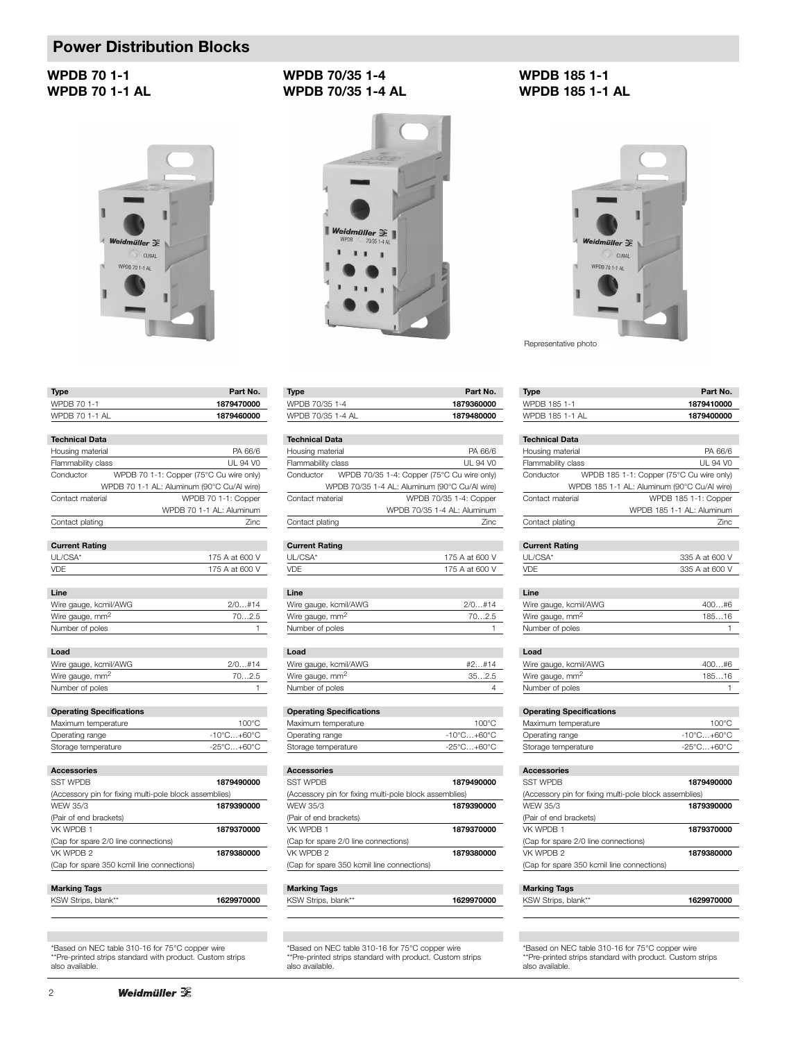# Power Distribution Blocks

## WPDB 70 1-1
## WPDB 70 1-1 AL

| Type | Part No. |
|---|---|
| WPDB 70 1-1 | **1879470000** |
| WPDB 70 1-1 AL | **1879460000** |

| **Technical Data** | |
|---|---|
| Housing material | PA 66/6 |
| Flammability class | UL 94 V0 |
| Conductor | WPDB 70 1-1: Copper (75°C Cu wire only)<br>WPDB 70 1-1 AL: Aluminum (90°C Cu/Al wire) |
| Contact material | WPDB 70 1-1: Copper<br>WPDB 70 1-1 AL: Aluminum |
| Contact plating | Zinc |

| **Current Rating** | |
|---|---|
| UL/CSA* | 175 A at 600 V |
| VDE | 175 A at 600 V |

| **Line** | |
|---|---|
| Wire gauge, kcmil/AWG | 2/0…#14 |
| Wire gauge, mm$^2$ | 70…2.5 |
| Number of poles | 1 |

| **Load** | |
|---|---|
| Wire gauge, kcmil/AWG | 2/0…#14 |
| Wire gauge, mm$^2$ | 70…2.5 |
| Number of poles | 1 |

| **Operating Specifications** | |
|---|---|
| Maximum temperature | 100°C |
| Operating range | -10°C…+60°C |
| Storage temperature | -25°C…+60°C |

| **Accessories** | |
|---|---|
| SST WPDB | **1879490000** |
| (Accessory pin for fixing multi-pole block assemblies) | |
| WEW 35/3 | **1879390000** |
| (Pair of end brackets) | |
| VK WPDB 1 | **1879370000** |
| (Cap for spare 2/0 line connections) | |
| VK WPDB 2 | **1879380000** |
| (Cap for spare 350 kcmil line connections) | |

| **Marking Tags** | |
|---|---|
| KSW Strips, blank** | **1629970000** |

*Based on NEC table 310-16 for 75°C copper wire
**Pre-printed strips standard with product. Custom strips also available.

## WPDB 70/35 1-4
## WPDB 70/35 1-4 AL

| Type | Part No. |
|---|---|
| WPDB 70/35 1-4 | **1879360000** |
| WPDB 70/35 1-4 AL | **1879480000** |

| **Technical Data** | |
|---|---|
| Housing material | PA 66/6 |
| Flammability class | UL 94 V0 |
| Conductor | WPDB 70/35 1-4: Copper (75°C Cu wire only)<br>WPDB 70/35 1-4 AL: Aluminum (90°C Cu/Al wire) |
| Contact material | WPDB 70/35 1-4: Copper<br>WPDB 70/35 1-4 AL: Aluminum |
| Contact plating | Zinc |

| **Current Rating** | |
|---|---|
| UL/CSA* | 175 A at 600 V |
| VDE | 175 A at 600 V |

| **Line** | |
|---|---|
| Wire gauge, kcmil/AWG | 2/0…#14 |
| Wire gauge, mm$^2$ | 70…2.5 |
| Number of poles | 1 |

| **Load** | |
|---|---|
| Wire gauge, kcmil/AWG | #2…#14 |
| Wire gauge, mm$^2$ | 35…2.5 |
| Number of poles | 4 |

| **Operating Specifications** | |
|---|---|
| Maximum temperature | 100°C |
| Operating range | -10°C…+60°C |
| Storage temperature | -25°C…+60°C |

| **Accessories** | |
|---|---|
| SST WPDB | **1879490000** |
| (Accessory pin for fixing multi-pole block assemblies) | |
| WEW 35/3 | **1879390000** |
| (Pair of end brackets) | |
| VK WPDB 1 | **1879370000** |
| (Cap for spare 2/0 line connections) | |
| VK WPDB 2 | **1879380000** |
| (Cap for spare 350 kcmil line connections) | |

| **Marking Tags** | |
|---|---|
| KSW Strips, blank** | **1629970000** |

*Based on NEC table 310-16 for 75°C copper wire
**Pre-printed strips standard with product. Custom strips also available.

## WPDB 185 1-1
## WPDB 185 1-1 AL

Representative photo

| Type | Part No. |
|---|---|
| WPDB 185 1-1 | **1879410000** |
| WPDB 185 1-1 AL | **1879400000** |

| **Technical Data** | |
|---|---|
| Housing material | PA 66/6 |
| Flammability class | UL 94 V0 |
| Conductor | WPDB 185 1-1: Copper (75°C Cu wire only)<br>WPDB 185 1-1 AL: Aluminum (90°C Cu/Al wire) |
| Contact material | WPDB 185 1-1: Copper<br>WPDB 185 1-1 AL: Aluminum |
| Contact plating | Zinc |

| **Current Rating** | |
|---|---|
| UL/CSA* | 335 A at 600 V |
| VDE | 335 A at 600 V |

| **Line** | |
|---|---|
| Wire gauge, kcmil/AWG | 400…#6 |
| Wire gauge, mm$^2$ | 185…16 |
| Number of poles | 1 |

| **Load** | |
|---|---|
| Wire gauge, kcmil/AWG | 400…#6 |
| Wire gauge, mm$^2$ | 185…16 |
| Number of poles | 1 |

| **Operating Specifications** | |
|---|---|
| Maximum temperature | 100°C |
| Operating range | -10°C…+60°C |
| Storage temperature | -25°C…+60°C |

| **Accessories** | |
|---|---|
| SST WPDB | **1879490000** |
| (Accessory pin for fixing multi-pole block assemblies) | |
| WEW 35/3 | **1879390000** |
| (Pair of end brackets) | |
| VK WPDB 1 | **1879370000** |
| (Cap for spare 2/0 line connections) | |
| VK WPDB 2 | **1879380000** |
| (Cap for spare 350 kcmil line connections) | |

| **Marking Tags** | |
|---|---|
| KSW Strips, blank** | **1629970000** |

*Based on NEC table 310-16 for 75°C copper wire
**Pre-printed strips standard with product. Custom strips also available.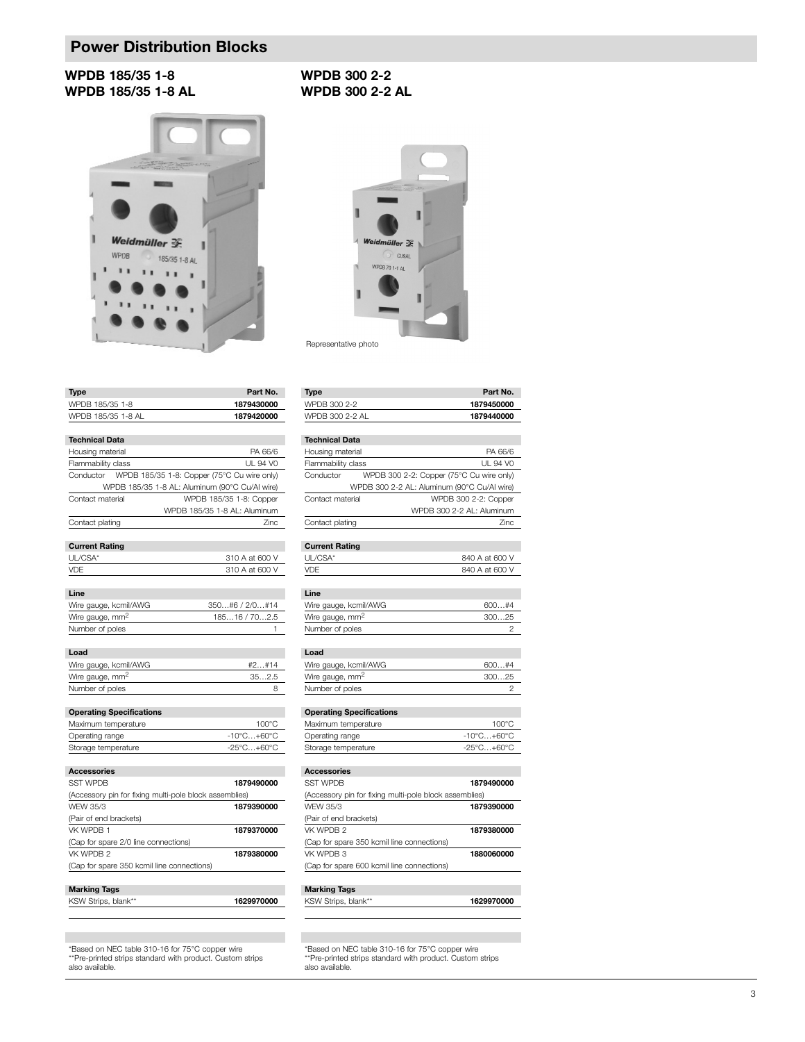# Power Distribution Blocks

## WPDB 185/35 1-8
## WPDB 185/35 1-8 AL

| Type | Part No. |
|---|---|
| WPDB 185/35 1-8 | **1879430000** |
| WPDB 185/35 1-8 AL | **1879420000** |

| **Technical Data** | |
|---|---|
| Housing material | PA 66/6 |
| Flammability class | UL 94 V0 |
| Conductor | WPDB 185/35 1-8: Copper (75°C Cu wire only) WPDB 185/35 1-8 AL: Aluminum (90°C Cu/Al wire) |
| Contact material | WPDB 185/35 1-8: Copper WPDB 185/35 1-8 AL: Aluminum |
| Contact plating | Zinc |

| **Current Rating** | |
|---|---|
| UL/CSA* | 310 A at 600 V |
| VDE | 310 A at 600 V |

| **Line** | |
|---|---|
| Wire gauge, kcmil/AWG | 350…#6 / 2/0…#14 |
| Wire gauge, mm$^2$ | 185…16 / 70…2.5 |
| Number of poles | 1 |

| **Load** | |
|---|---|
| Wire gauge, kcmil/AWG | #2…#14 |
| Wire gauge, mm$^2$ | 35…2.5 |
| Number of poles | 8 |

| **Operating Specifications** | |
|---|---|
| Maximum temperature | 100°C |
| Operating range | -10°C…+60°C |
| Storage temperature | -25°C…+60°C |

| **Accessories** | |
|---|---|
| SST WPDB (Accessory pin for fixing multi-pole block assemblies) | **1879490000** |
| WEW 35/3 (Pair of end brackets) | **1879390000** |
| VK WPDB 1 (Cap for spare 2/0 line connections) | **1879370000** |
| VK WPDB 2 (Cap for spare 350 kcmil line connections) | **1879380000** |

| **Marking Tags** | |
|---|---|
| KSW Strips, blank** | **1629970000** |

*Based on NEC table 310-16 for 75°C copper wire
**Pre-printed strips standard with product. Custom strips also available.

## WPDB 300 2-2
## WPDB 300 2-2 AL

Representative photo

| Type | Part No. |
|---|---|
| WPDB 300 2-2 | **1879450000** |
| WPDB 300 2-2 AL | **1879440000** |

| **Technical Data** | |
|---|---|
| Housing material | PA 66/6 |
| Flammability class | UL 94 V0 |
| Conductor | WPDB 300 2-2: Copper (75°C Cu wire only) WPDB 300 2-2 AL: Aluminum (90°C Cu/Al wire) |
| Contact material | WPDB 300 2-2: Copper WPDB 300 2-2 AL: Aluminum |
| Contact plating | Zinc |

| **Current Rating** | |
|---|---|
| UL/CSA* | 840 A at 600 V |
| VDE | 840 A at 600 V |

| **Line** | |
|---|---|
| Wire gauge, kcmil/AWG | 600…#4 |
| Wire gauge, mm$^2$ | 300…25 |
| Number of poles | 2 |

| **Load** | |
|---|---|
| Wire gauge, kcmil/AWG | 600…#4 |
| Wire gauge, mm$^2$ | 300…25 |
| Number of poles | 2 |

| **Operating Specifications** | |
|---|---|
| Maximum temperature | 100°C |
| Operating range | -10°C…+60°C |
| Storage temperature | -25°C…+60°C |

| **Accessories** | |
|---|---|
| SST WPDB (Accessory pin for fixing multi-pole block assemblies) | **1879490000** |
| WEW 35/3 (Pair of end brackets) | **1879390000** |
| VK WPDB 2 (Cap for spare 350 kcmil line connections) | **1879380000** |
| VK WPDB 3 (Cap for spare 600 kcmil line connections) | **1880060000** |

| **Marking Tags** | |
|---|---|
| KSW Strips, blank** | **1629970000** |

*Based on NEC table 310-16 for 75°C copper wire
**Pre-printed strips standard with product. Custom strips also available.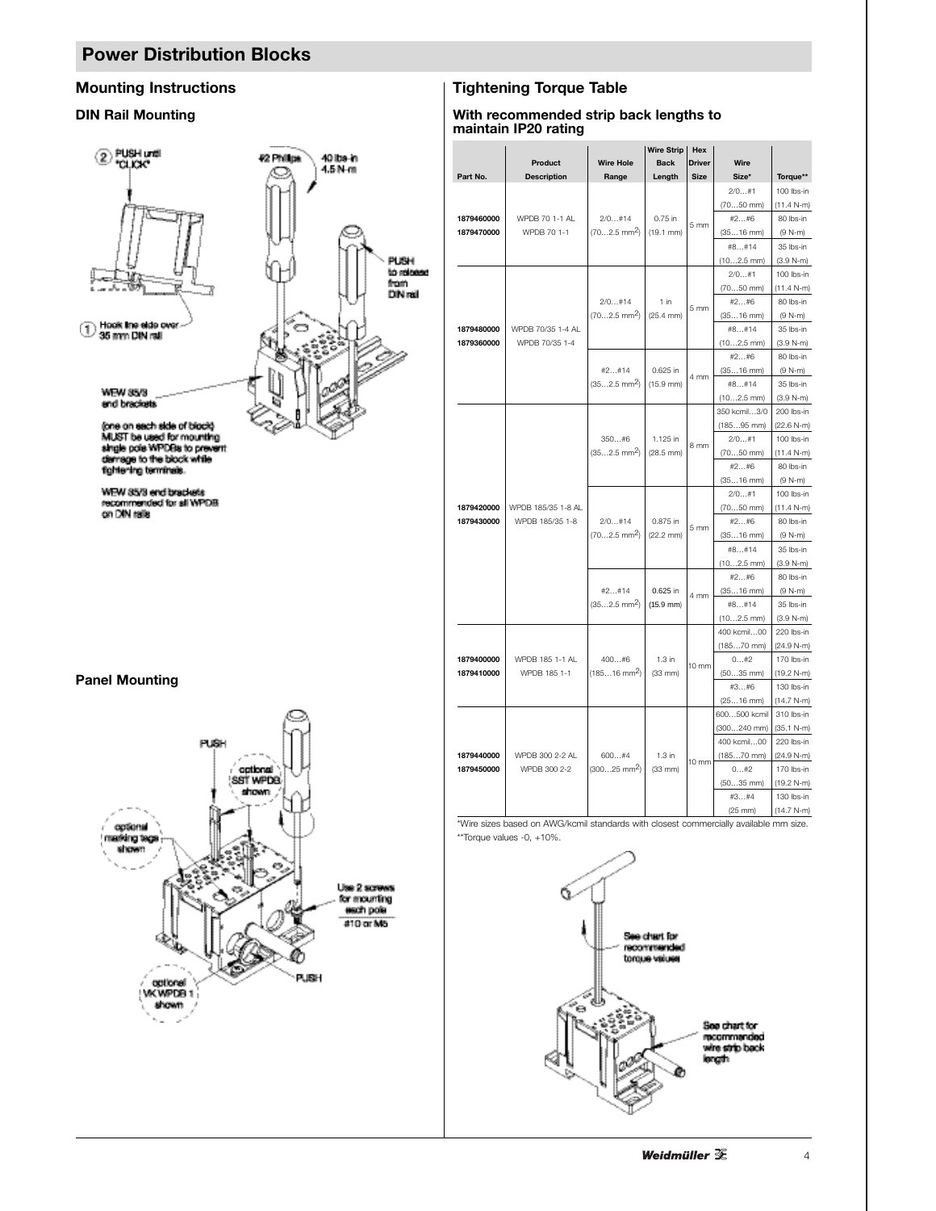# Power Distribution Blocks

## Mounting Instructions

### DIN Rail Mounting

2 PUSH until "CLICK"

#2 Phillips 40 lbs-in 4.5 N-m

PUSH to release from DIN rail

1 Hook line side over 35 mm DIN rail

WEW 35/3 end brackets

(one on each side of block) MUST be used for mounting single pole WPDBs to prevent damage to the block while tightening terminals.

WEW 35/3 end brackets recommended for all WPDB on DIN rails

### Panel Mounting

PUSH

optional SST WPDB shown

optional marking tags shown

Use 2 screws for mounting each pole #10 or M5

PUSH

optional VK WPDB 1 shown

## Tightening Torque Table

### With recommended strip back lengths to maintain IP20 rating

| Part No. | Product Description | Wire Hole Range | Wire Strip Back Length | Hex Driver Size | Wire Size* | Torque** |
|---|---|---|---|---|---|---|
| 1879460000 1879470000 | WPDB 70 1-1 AL WPDB 70 1-1 | 2/0…#14 (70…2.5 mm²) | 0.75 in (19.1 mm) | 5 mm | 2/0…#1 (70…50 mm) | 100 lbs-in (11.4 N-m) |
| | | | | | #2…#6 (35…16 mm) | 80 lbs-in (9 N-m) |
| | | | | | #8…#14 (10…2.5 mm) | 35 lbs-in (3.9 N-m) |
| 1879480000 1879360000 | WPDB 70/35 1-4 AL WPDB 70/35 1-4 | 2/0…#14 (70…2.5 mm²) | 1 in (25.4 mm) | 5 mm | 2/0…#1 (70…50 mm) | 100 lbs-in (11.4 N-m) |
| | | | | | #2…#6 (35…16 mm) | 80 lbs-in (9 N-m) |
| | | | | | #8…#14 (10…2.5 mm) | 35 lbs-in (3.9 N-m) |
| | | #2…#14 (35…2.5 mm²) | 0.625 in (15.9 mm) | 4 mm | #2…#6 (35…16 mm) | 80 lbs-in (9 N-m) |
| | | | | | #8…#14 (10…2.5 mm) | 35 lbs-in (3.9 N-m) |
| 1879420000 1879430000 | WPDB 185/35 1-8 AL WPDB 185/35 1-8 | 350…#6 (35…2.5 mm²) | 1.125 in (28.5 mm) | 8 mm | 350 kcmil…3/0 (185…95 mm) | 200 lbs-in (22.6 N-m) |
| | | | | | 2/0…#1 (70…50 mm) | 100 lbs-in (11.4 N-m) |
| | | | | | #2…#6 (35…16 mm) | 80 lbs-in (9 N-m) |
| | | 2/0…#14 (70…2.5 mm²) | 0.875 in (22.2 mm) | 5 mm | 2/0…#1 (70…50 mm) | 100 lbs-in (11.4 N-m) |
| | | | | | #2…#6 (35…16 mm) | 80 lbs-in (9 N-m) |
| | | | | | #8…#14 (10…2.5 mm) | 35 lbs-in (3.9 N-m) |
| | | #2…#14 (35…2.5 mm²) | 0.625 in (15.9 mm) | 4 mm | #2…#6 (35…16 mm) | 80 lbs-in (9 N-m) |
| | | | | | #8…#14 (10…2.5 mm) | 35 lbs-in (3.9 N-m) |
| 1879400000 1879410000 | WPDB 185 1-1 AL WPDB 185 1-1 | 400…#6 (185…16 mm²) | 1.3 in (33 mm) | 10 mm | 400 kcmil…00 (185…70 mm) | 220 lbs-in (24.9 N-m) |
| | | | | | 0…#2 (50…35 mm) | 170 lbs-in (19.2 N-m) |
| | | | | | #3…#6 (25…16 mm) | 130 lbs-in (14.7 N-m) |
| 1879440000 1879450000 | WPDB 300 2-2 AL WPDB 300 2-2 | 600…#4 (300…25 mm²) | 1.3 in (33 mm) | 10 mm | 600…500 kcmil (300…240 mm) | 310 lbs-in (35.1 N-m) |
| | | | | | 400 kcmil…00 (185…70 mm) | 220 lbs-in (24.9 N-m) |
| | | | | | 0…#2 (50…35 mm) | 170 lbs-in (19.2 N-m) |
| | | | | | #3…#4 (25 mm) | 130 lbs-in (14.7 N-m) |

*Wire sizes based on AWG/kcmil standards with closest commercially available mm size.

**Torque values -0, +10%.

See chart for recommended torque values

See chart for recommended wire strip back length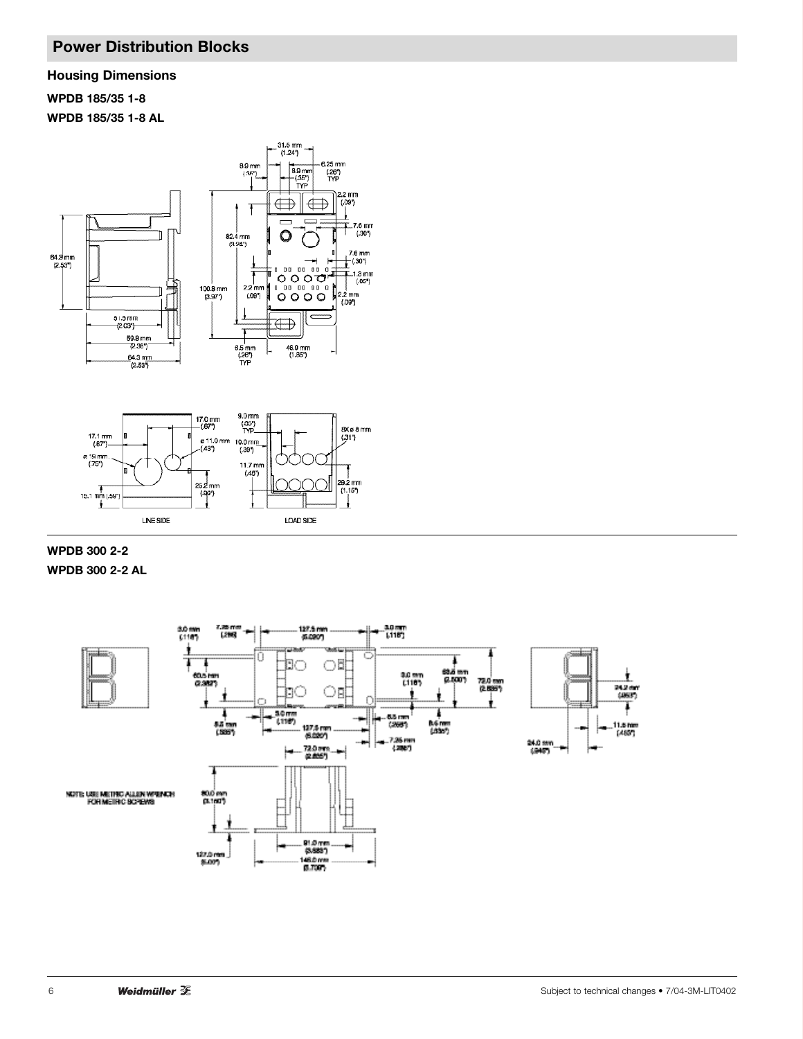## Power Distribution Blocks

### Housing Dimensions

**WPDB 185/35 1-8**

**WPDB 185/35 1-8 AL**

31.5 mm (1.24")
8.9 mm (.35")
8.9 mm (.35") TYP
6.25 mm (.26") TYP
2.2 mm (.09")
7.6 mm (.30")
7.6 mm (.30")
1.3 mm (.05")
2.2 mm (.09")
82.4 mm (3.24")
100.8 mm (3.97")
2.2 mm (.09")
6.5 mm (.26") TYP
46.9 mm (1.85")
64.3 mm (2.53")
51.5 mm (2.03")
59.8 mm (2.36")
64.3 mm (2.53")

17.0 mm (.67")
17.1 mm (.67")
ø 11.0 mm (.43")
ø 19 mm (.75")
25.2 mm (.99")
15.1 mm (.59")
LINE SIDE

9.0 mm (.35") TYP
10.0 mm (.39")
8X ø 8 mm (.31")
11.7 mm (.46")
29.2 mm (1.15")
LOAD SIDE

---

**WPDB 300 2-2**

**WPDB 300 2-2 AL**

3.0 mm (.118")
7.25 mm (.285")
127.5 mm (5.020")
3.0 mm (.118")
60.5 mm (2.382")
3.0 mm (.118")
63.5 mm (2.500")
72.0 mm (2.835")
8.5 mm (.335")
3.0 mm (.118")
127.5 mm (5.020")
6.5 mm (.256")
8.5 mm (.335")
7.25 mm (.285")
24.2 mm (.953")
11.5 mm (.453")
24.0 mm (.945")
72.0 mm (2.835")
80.0 mm (3.150")
91.0 mm (3.583")
127.0 mm (5.00")
146.0 mm (5.709")

NOTE: USE METRIC ALLEN WRENCH FOR METRIC SCREWS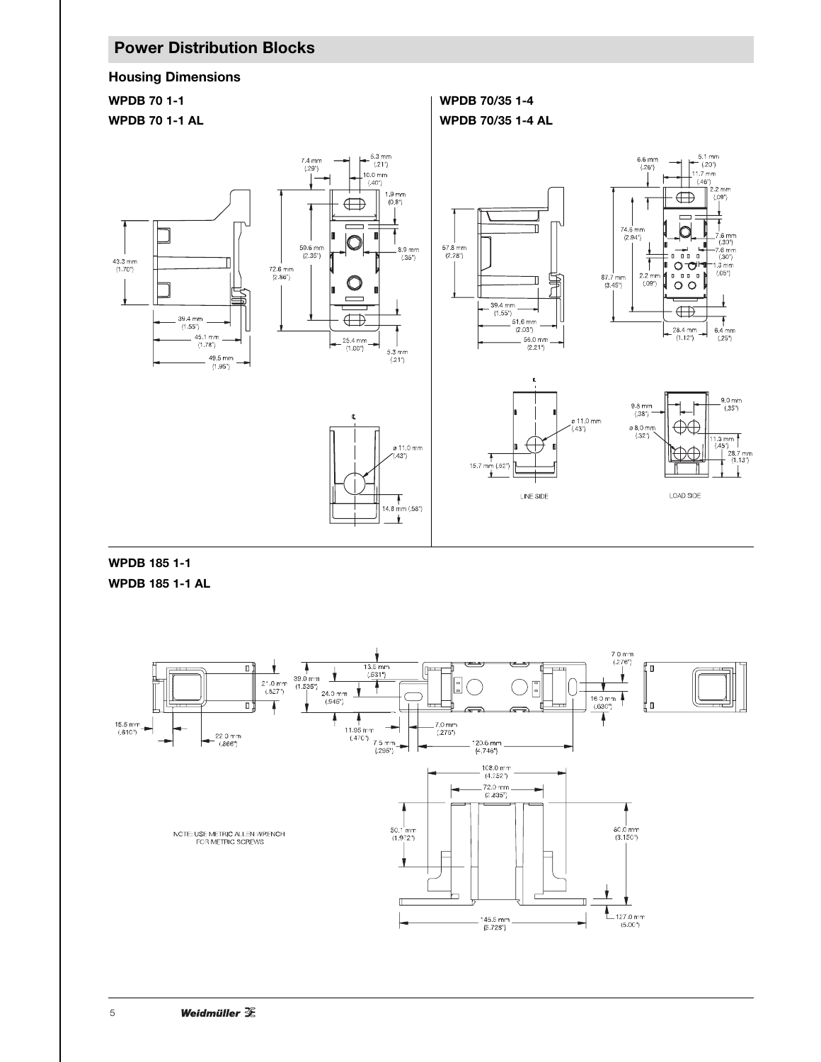## Power Distribution Blocks

### Housing Dimensions

**WPDB 70 1-1**
**WPDB 70 1-1 AL**

7.4 mm (.29")
5.3 mm (.21")
10.0 mm (.40")
1.9 mm (0.8")
59.6 mm (2.35")
8.9 mm (.35")
43.3 mm (1.70")
72.6 mm (2.86")
39.4 mm (1.55")
45.1 mm (1.78")
49.5 mm (1.95")
25.4 mm (1.00")
5.3 mm (.21")
ø 11.0 mm (.43")
14.8 mm (.58")

**WPDB 70/35 1-4**
**WPDB 70/35 1-4 AL**

6.6 mm (.26")
5.1 mm (.20")
11.7 mm (.46")
2.2 mm (.09")
74.6 mm (2.94")
7.6 mm (.30")
7.6 mm (.30")
1.3 mm (.05")
57.8 mm (2.28")
87.7 mm (3.45")
2.2 mm (.09")
39.4 mm (1.55")
51.6 mm (2.03")
56.0 mm (2.21")
28.4 mm (1.12")
6.4 mm (.25")
ø 11.0 mm (.43")
15.7 mm (.62")
LINE SIDE
9.8 mm (.38")
9.0 mm (.35")
ø 8.0 mm (.32")
11.3 mm (.45")
28.7 mm (1.13")
LOAD SIDE

**WPDB 185 1-1**
**WPDB 185 1-1 AL**

21.0 mm (.827")
15.5 mm (.610")
22.0 mm (.866")
39.0 mm (1.535")
13.5 mm (.531")
24.0 mm (.945")
11.95 mm (.470")
7.5 mm (.295")
7.0 mm (.276")
120.6 mm (4.746")
7.0 mm (.276")
16.0 mm (.630")
108.0 mm (4.252")
72.0 mm (2.835")
50.1 mm (1.972")
80.0 mm (3.150")
145.5 mm (5.728")
127.0 mm (5.00")

NOTE: USE METRIC ALLEN WRENCH FOR METRIC SCREWS